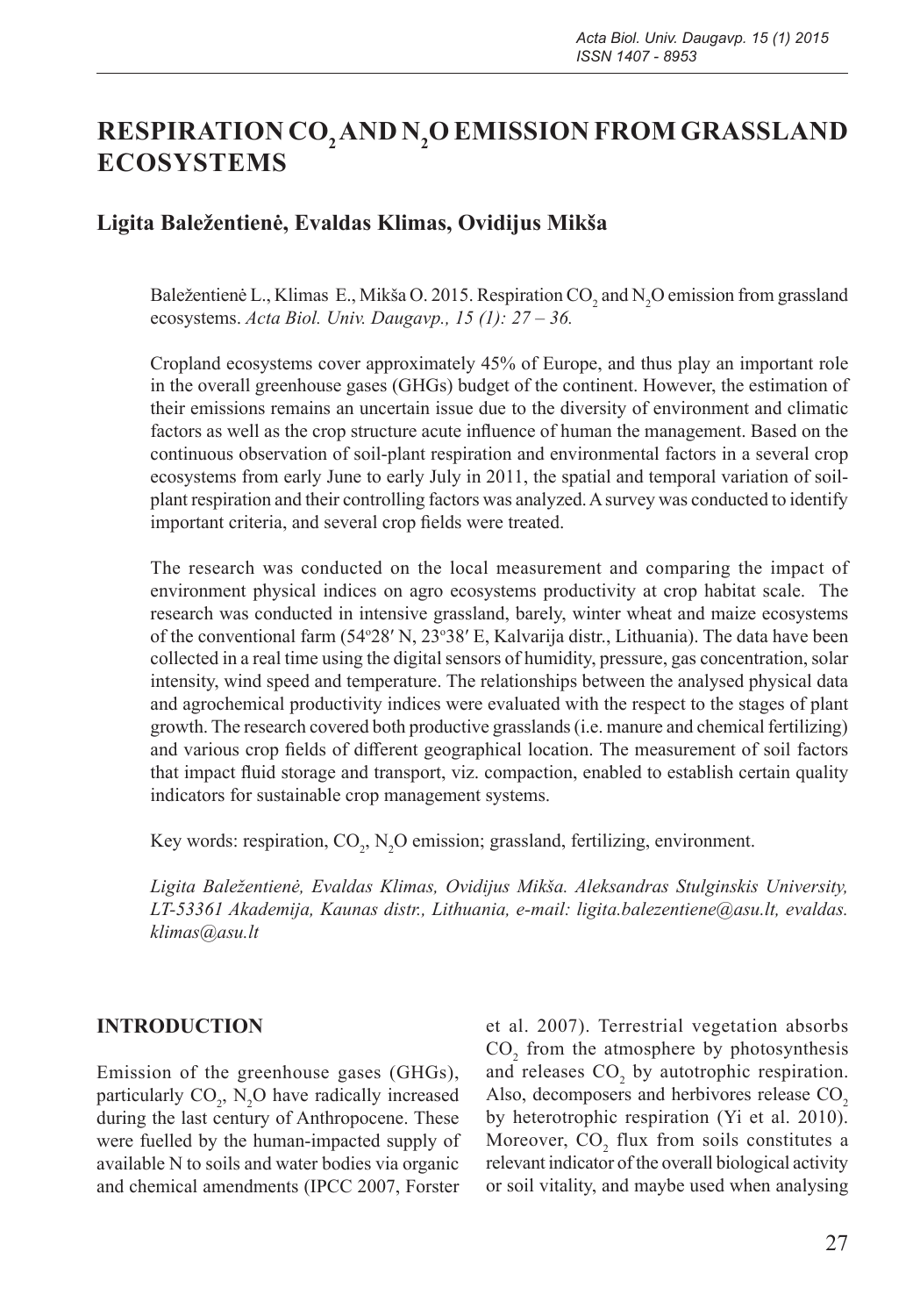# RESPIRATION $CO_2$ AND $N_2O$ EMISSION FROM GRASSLAND ECOSYSTEMS

## Ligita Baležentienė, Evaldas Klimas, Ovidijus Mikša

Baležentienė L., Klimas E., Mikša O. 2015. Respiration $CO_2$ and $N_2O$ emission from grassland ecosystems. *Acta Biol. Univ. Daugavp., 15 (1): 27 – 36.*

Cropland ecosystems cover approximately 45% of Europe, and thus play an important role in the overall greenhouse gases (GHGs) budget of the continent. However, the estimation of their emissions remains an uncertain issue due to the diversity of environment and climatic factors as well as the crop structure acute influence of human the management. Based on the continuous observation of soil-plant respiration and environmental factors in a several crop ecosystems from early June to early July in 2011, the spatial and temporal variation of soil-plant respiration and their controlling factors was analyzed. A survey was conducted to identify important criteria, and several crop fields were treated.

The research was conducted on the local measurement and comparing the impact of environment physical indices on agro ecosystems productivity at crop habitat scale. The research was conducted in intensive grassland, barely, winter wheat and maize ecosystems of the conventional farm (54°28′ N, 23°38′ E, Kalvarija distr., Lithuania). The data have been collected in a real time using the digital sensors of humidity, pressure, gas concentration, solar intensity, wind speed and temperature. The relationships between the analysed physical data and agrochemical productivity indices were evaluated with the respect to the stages of plant growth. The research covered both productive grasslands (i.e. manure and chemical fertilizing) and various crop fields of different geographical location. The measurement of soil factors that impact fluid storage and transport, viz. compaction, enabled to establish certain quality indicators for sustainable crop management systems.

Key words: respiration, $CO_2$, $N_2O$ emission; grassland, fertilizing, environment.

*Ligita Baležentienė, Evaldas Klimas, Ovidijus Mikša. Aleksandras Stulginskis University, LT-53361 Akademija, Kaunas distr., Lithuania, e-mail: ligita.balezentiene@asu.lt, evaldas.klimas@asu.lt*

## INTRODUCTION

Emission of the greenhouse gases (GHGs), particularly $CO_2$, $N_2O$ have radically increased during the last century of Anthropocene. These were fuelled by the human-impacted supply of available N to soils and water bodies via organic and chemical amendments (IPCC 2007, Forster et al. 2007). Terrestrial vegetation absorbs $CO_2$ from the atmosphere by photosynthesis and releases $CO_2$ by autotrophic respiration. Also, decomposers and herbivores release $CO_2$ by heterotrophic respiration (Yi et al. 2010). Moreover, $CO_2$ flux from soils constitutes a relevant indicator of the overall biological activity or soil vitality, and maybe used when analysing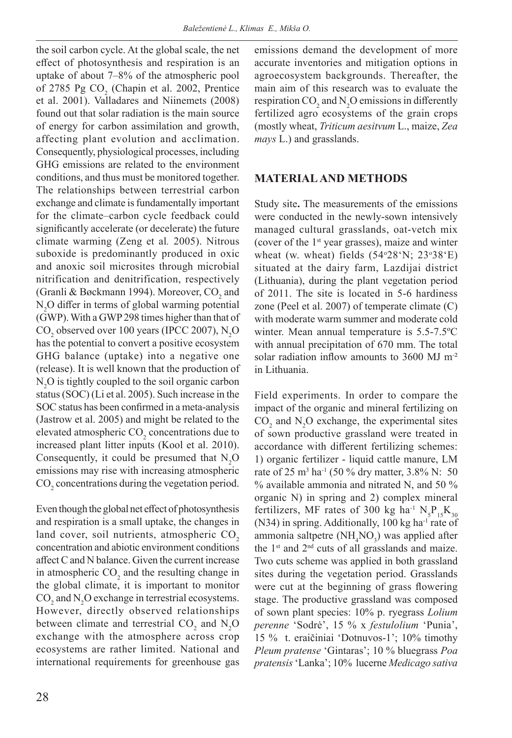the soil carbon cycle. At the global scale, the net effect of photosynthesis and respiration is an uptake of about 7–8% of the atmospheric pool of 2785 Pg $CO_2$ (Chapin et al. 2002, Prentice et al. 2001). Valladares and Niinemets (2008) found out that solar radiation is the main source of energy for carbon assimilation and growth, affecting plant evolution and acclimation. Consequently, physiological processes, including GHG emissions are related to the environment conditions, and thus must be monitored together. The relationships between terrestrial carbon exchange and climate is fundamentally important for the climate–carbon cycle feedback could significantly accelerate (or decelerate) the future climate warming (Zeng et al. 2005). Nitrous suboxide is predominantly produced in oxic and anoxic soil microsites through microbial nitrification and denitrification, respectively (Granli & Bøckmann 1994). Moreover, $CO_2$ and $N_2O$ differ in terms of global warming potential (GWP). With a GWP 298 times higher than that of $CO_2$ observed over 100 years (IPCC 2007), $N_2O$ has the potential to convert a positive ecosystem GHG balance (uptake) into a negative one (release). It is well known that the production of $N_2O$ is tightly coupled to the soil organic carbon status (SOC) (Li et al. 2005). Such increase in the SOC status has been confirmed in a meta-analysis (Jastrow et al. 2005) and might be related to the elevated atmospheric $CO_2$ concentrations due to increased plant litter inputs (Kool et al. 2010). Consequently, it could be presumed that $N_2O$ emissions may rise with increasing atmospheric $CO_2$ concentrations during the vegetation period.

Even though the global net effect of photosynthesis and respiration is a small uptake, the changes in land cover, soil nutrients, atmospheric $CO_2$ concentration and abiotic environment conditions affect C and N balance. Given the current increase in atmospheric $CO_2$ and the resulting change in the global climate, it is important to monitor $CO_2$ and $N_2O$ exchange in terrestrial ecosystems. However, directly observed relationships between climate and terrestrial $CO_2$ and $N_2O$ exchange with the atmosphere across crop ecosystems are rather limited. National and international requirements for greenhouse gas emissions demand the development of more accurate inventories and mitigation options in agroecosystem backgrounds. Thereafter, the main aim of this research was to evaluate the respiration $CO_2$ and $N_2O$ emissions in differently fertilized agro ecosystems of the grain crops (mostly wheat, *Triticum aesitvum* L., maize, *Zea mays* L.) and grasslands.

## MATERIAL AND METHODS

Study site**.** The measurements of the emissions were conducted in the newly-sown intensively managed cultural grasslands, oat-vetch mix (cover of the 1st year grasses), maize and winter wheat (w. wheat) fields (54°28'N; 23°38'E) situated at the dairy farm, Lazdijai district (Lithuania), during the plant vegetation period of 2011. The site is located in 5-6 hardiness zone (Peel et al. 2007) of temperate climate (C) with moderate warm summer and moderate cold winter. Mean annual temperature is 5.5-7.5ºC with annual precipitation of 670 mm. The total solar radiation inflow amounts to 3600 MJ $m^{-2}$ in Lithuania.

Field experiments. In order to compare the impact of the organic and mineral fertilizing on $CO_2$ and $N_2O$ exchange, the experimental sites of sown productive grassland were treated in accordance with different fertilizing schemes: 1) organic fertilizer - liquid cattle manure, LM rate of 25 $m^3$ $ha^{-1}$ (50 % dry matter, 3.8% N: 50 % available ammonia and nitrated N, and 50 % organic N) in spring and 2) complex mineral fertilizers, MF rates of 300 kg $ha^{-1}$ $N_5P_{15}K_{30}$ (N34) in spring. Additionally, 100 kg $ha^{-1}$ rate of ammonia saltpetre ($NH_4NO_3$) was applied after the 1st and 2nd cuts of all grasslands and maize. Two cuts scheme was applied in both grassland sites during the vegetation period. Grasslands were cut at the beginning of grass flowering stage. The productive grassland was composed of sown plant species: 10% p. ryegrass *Lolium perenne* 'Sodrė', 15 % x *festulolium* 'Punia', 15 % t. eraičiniai 'Dotnuvos-1'; 10% timothy *Pleum pratense* 'Gintaras'; 10 % bluegrass *Poa pratensis* 'Lanka'; 10% lucerne *Medicago sativa*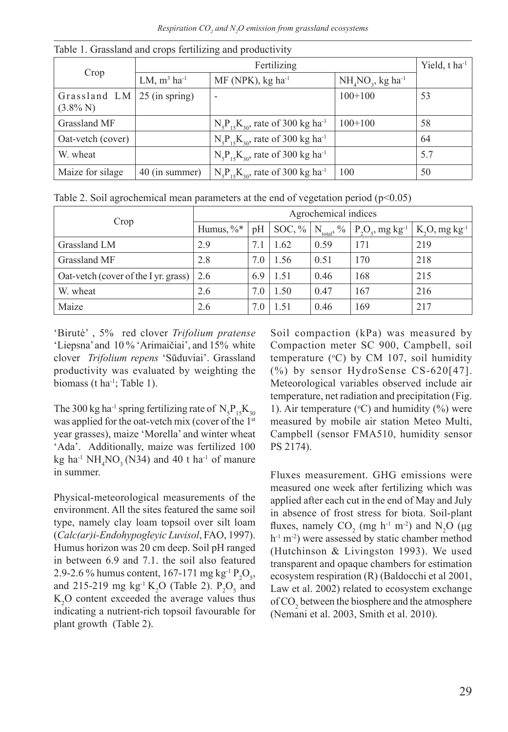Table 1. Grassland and crops fertilizing and productivity

| Crop | Fertilizing | | | Yield, t $ha^{-1}$ |
|---|---|---|---|---|
| | LM, $m^3$ $ha^{-1}$ | MF (NPK), kg $ha^{-1}$ | $NH_4NO_3$, kg $ha^{-1}$ | |
| Grassland LM (3.8% N) | 25 (in spring) | - | 100+100 | 53 |
| Grassland MF | | $N_5P_{15}K_{30}$, rate of 300 kg $ha^{-1}$ | 100+100 | 58 |
| Oat-vetch (cover) | | $N_5P_{15}K_{30}$, rate of 300 kg $ha^{-1}$ | | 64 |
| W. wheat | | $N_5P_{15}K_{30}$, rate of 300 kg $ha^{-1}$ | | 5.7 |
| Maize for silage | 40 (in summer) | $N_5P_{15}K_{30}$, rate of 300 kg $ha^{-1}$ | 100 | 50 |

Table 2. Soil agrochemical mean parameters at the end of vegetation period ($p<0.05$)

| Crop | Agrochemical indices | | | | | |
|---|---|---|---|---|---|---|
| | Humus, %* | pH | SOC, % | $N_{total}$, % | $P_2O_5$, mg $kg^{-1}$ | $K_2O$, mg $kg^{-1}$ |
| Grassland LM | 2.9 | 7.1 | 1.62 | 0.59 | 171 | 219 |
| Grassland MF | 2.8 | 7.0 | 1.56 | 0.51 | 170 | 218 |
| Oat-vetch (cover of the I yr. grass) | 2.6 | 6.9 | 1.51 | 0.46 | 168 | 215 |
| W. wheat | 2.6 | 7.0 | 1.50 | 0.47 | 167 | 216 |
| Maize | 2.6 | 7.0 | 1.51 | 0.46 | 169 | 217 |

'Birutė' , 5% red clover *Trifolium pratense* 'Liepsna' and 10 % 'Arimaičiai', and 15% white clover *Trifolium repens* 'Sūduviai'. Grassland productivity was evaluated by weighting the biomass (t $ha^{-1}$; Table 1).

The 300 kg $ha^{-1}$ spring fertilizing rate of $N_5P_{15}K_{30}$ was applied for the oat-vetch mix (cover of the 1st year grasses), maize 'Morella' and winter wheat 'Ada'. Additionally, maize was fertilized 100 kg $ha^{-1}$ $NH_4NO_3$ (N34) and 40 t $ha^{-1}$ of manure in summer.

Physical-meteorological measurements of the environment. All the sites featured the same soil type, namely clay loam topsoil over silt loam (*Calc(ar)i-Endohypogleyic Luvisol*, FAO, 1997). Humus horizon was 20 cm deep. Soil pH ranged in between 6.9 and 7.1. the soil also featured 2.9-2.6 % humus content, 167-171 mg $kg^{-1}$ $P_2O_5$, and 215-219 mg $kg^{-1}$ $K_2O$ (Table 2). $P_2O_5$ and $K_2O$ content exceeded the average values thus indicating a nutrient-rich topsoil favourable for plant growth (Table 2).

Soil compaction (kPa) was measured by Compaction meter SC 900, Campbell, soil temperature (°C) by CM 107, soil humidity (%) by sensor HydroSense CS-620[47]. Meteorological variables observed include air temperature, net radiation and precipitation (Fig. 1). Air temperature (°C) and humidity (%) were measured by mobile air station Meteo Multi, Campbell (sensor FMA510, humidity sensor PS 2174).

Fluxes measurement. GHG emissions were measured one week after fertilizing which was applied after each cut in the end of May and July in absence of frost stress for biota. Soil-plant fluxes, namely $CO_2$ (mg $h^{-1}$ $m^{-2}$) and $N_2O$ (μg $h^{-1}$ $m^{-2}$) were assessed by static chamber method (Hutchinson & Livingston 1993). We used transparent and opaque chambers for estimation ecosystem respiration (R) (Baldocchi et al 2001, Law et al. 2002) related to ecosystem exchange of $CO_2$ between the biosphere and the atmosphere (Nemani et al. 2003, Smith et al. 2010).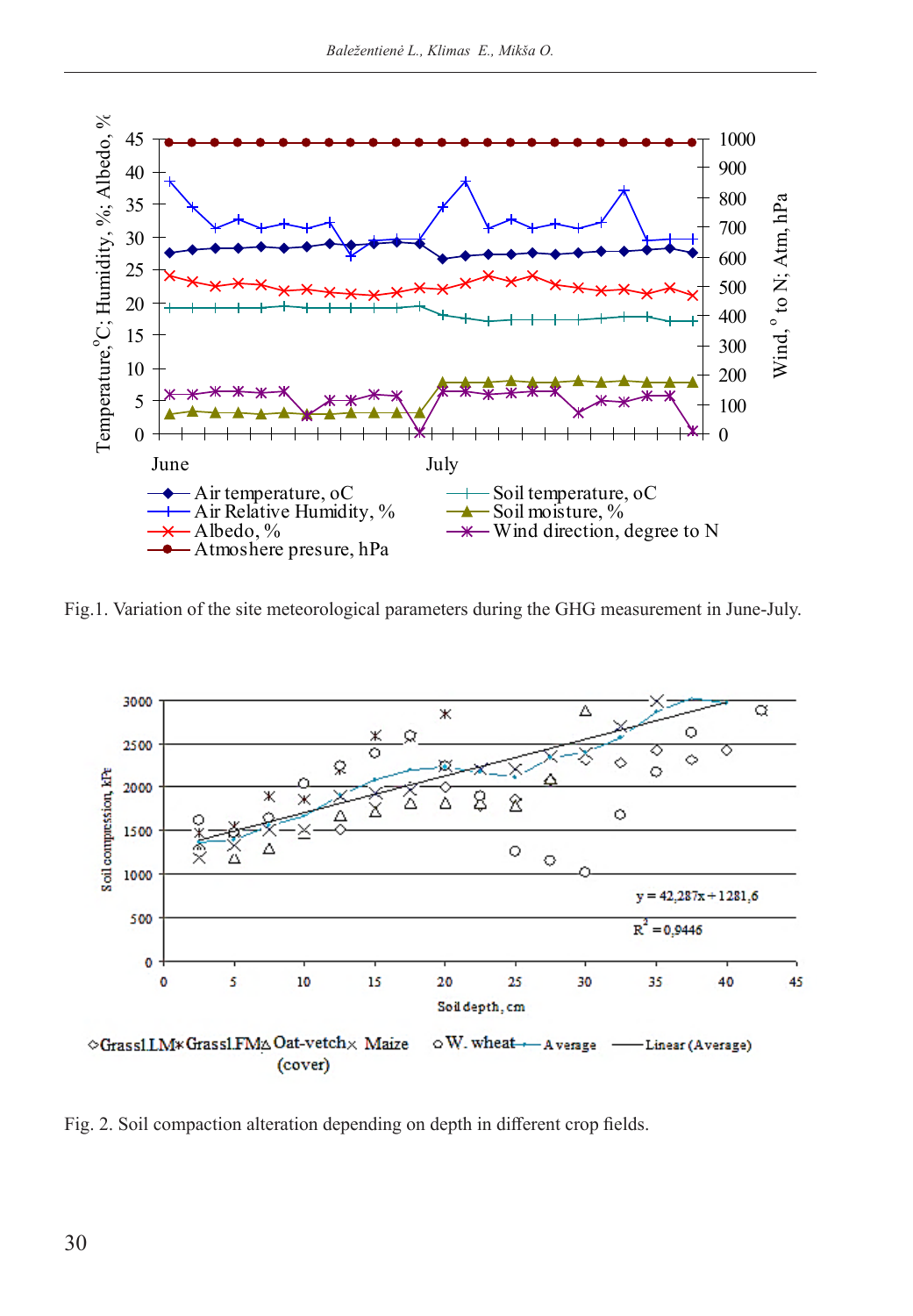Fig.1. Variation of the site meteorological parameters during the GHG measurement in June-July.

Fig. 2. Soil compaction alteration depending on depth in different crop fields.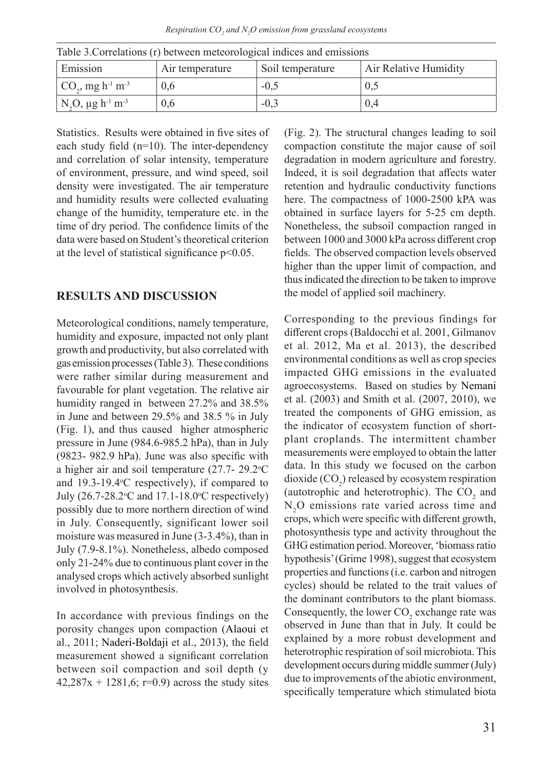Table 3.Correlations (r) between meteorological indices and emissions

| Emission | Air temperature | Soil temperature | Air Relative Humidity |
|---|---|---|---|
| $CO_2$, mg $h^{-1}$ $m^{-3}$ | 0,6 | -0,5 | 0,5 |
| $N_2O$, µg $h^{-1}$ $m^{-3}$ | 0,6 | -0,3 | 0,4 |

Statistics. Results were obtained in five sites of each study field (n=10). The inter-dependency and correlation of solar intensity, temperature of environment, pressure, and wind speed, soil density were investigated. The air temperature and humidity results were collected evaluating change of the humidity, temperature etc. in the time of dry period. The confidence limits of the data were based on Student's theoretical criterion at the level of statistical significance $p<0.05$.

## RESULTS AND DISCUSSION

Meteorological conditions, namely temperature, humidity and exposure, impacted not only plant growth and productivity, but also correlated with gas emission processes (Table 3). These conditions were rather similar during measurement and favourable for plant vegetation. The relative air humidity ranged in between 27.2% and 38.5% in June and between 29.5% and 38.5 % in July (Fig. 1), and thus caused higher atmospheric pressure in June (984.6-985.2 hPa), than in July (9823- 982.9 hPa). June was also specific with a higher air and soil temperature (27.7- 29.2°C and 19.3-19.4°C respectively), if compared to July (26.7-28.2°C and 17.1-18.0°C respectively) possibly due to more northern direction of wind in July. Consequently, significant lower soil moisture was measured in June (3-3.4%), than in July (7.9-8.1%). Nonetheless, albedo composed only 21-24% due to continuous plant cover in the analysed crops which actively absorbed sunlight involved in photosynthesis.

In accordance with previous findings on the porosity changes upon compaction (Alaoui et al., 2011; Naderi-Boldaji et al., 2013), the field measurement showed a significant correlation between soil compaction and soil depth (y 42,287x + 1281,6; r=0.9) across the study sites (Fig. 2). The structural changes leading to soil compaction constitute the major cause of soil degradation in modern agriculture and forestry. Indeed, it is soil degradation that affects water retention and hydraulic conductivity functions here. The compactness of 1000-2500 kPA was obtained in surface layers for 5-25 cm depth. Nonetheless, the subsoil compaction ranged in between 1000 and 3000 kPa across different crop fields. The observed compaction levels observed higher than the upper limit of compaction, and thus indicated the direction to be taken to improve the model of applied soil machinery.

Corresponding to the previous findings for different crops (Baldocchi et al. 2001, Gilmanov et al. 2012, Ma et al. 2013), the described environmental conditions as well as crop species impacted GHG emissions in the evaluated agroecosystems. Based on studies by Nemani et al. (2003) and Smith et al. (2007, 2010), we treated the components of GHG emission, as the indicator of ecosystem function of short-plant croplands. The intermittent chamber measurements were employed to obtain the latter data. In this study we focused on the carbon dioxide ($CO_2$) released by ecosystem respiration (autotrophic and heterotrophic). The $CO_2$ and $N_2O$ emissions rate varied across time and crops, which were specific with different growth, photosynthesis type and activity throughout the GHG estimation period. Moreover, 'biomass ratio hypothesis' (Grime 1998), suggest that ecosystem properties and functions (i.e. carbon and nitrogen cycles) should be related to the trait values of the dominant contributors to the plant biomass. Consequently, the lower $CO_2$ exchange rate was observed in June than that in July. It could be explained by a more robust development and heterotrophic respiration of soil microbiota. This development occurs during middle summer (July) due to improvements of the abiotic environment, specifically temperature which stimulated biota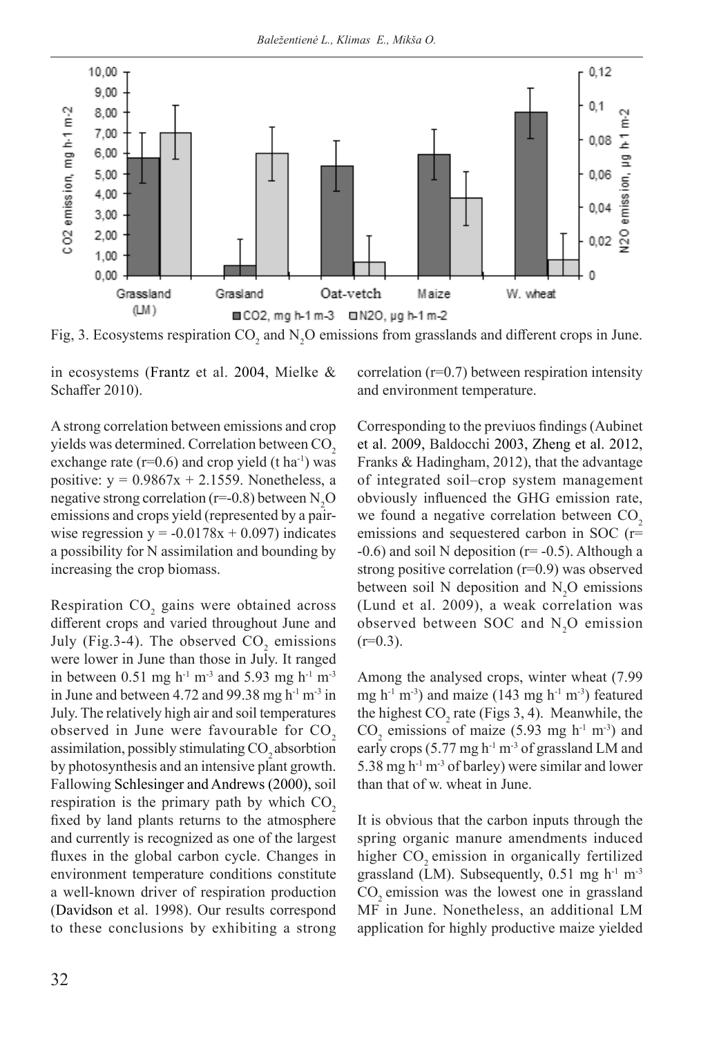Fig, 3. Ecosystems respiration $CO_2$ and $N_2O$ emissions from grasslands and different crops in June.

in ecosystems (Frantz et al. 2004, Mielke & Schaffer 2010).

A strong correlation between emissions and crop yields was determined. Correlation between $CO_2$ exchange rate (r=0.6) and crop yield (t $ha^{-1}$) was positive: $y = 0.9867x + 2.1559$. Nonetheless, a negative strong correlation (r=-0.8) between $N_2O$ emissions and crops yield (represented by a pair-wise regression $y = -0.0178x + 0.097$) indicates a possibility for N assimilation and bounding by increasing the crop biomass.

Respiration $CO_2$ gains were obtained across different crops and varied throughout June and July (Fig.3-4). The observed $CO_2$ emissions were lower in June than those in July. It ranged in between 0.51 mg $h^{-1}$ $m^{-3}$ and 5.93 mg $h^{-1}$ $m^{-3}$ in June and between 4.72 and 99.38 mg $h^{-1}$ $m^{-3}$ in July. The relatively high air and soil temperatures observed in June were favourable for $CO_2$ assimilation, possibly stimulating $CO_2$ absorbtion by photosynthesis and an intensive plant growth. Fallowing Schlesinger and Andrews (2000), soil respiration is the primary path by which $CO_2$ fixed by land plants returns to the atmosphere and currently is recognized as one of the largest fluxes in the global carbon cycle. Changes in environment temperature conditions constitute a well-known driver of respiration production (Davidson et al. 1998). Our results correspond to these conclusions by exhibiting a strong correlation (r=0.7) between respiration intensity and environment temperature.

Corresponding to the previuos findings (Aubinet et al. 2009, Baldocchi 2003, Zheng et al. 2012, Franks & Hadingham, 2012), that the advantage of integrated soil–crop system management obviously influenced the GHG emission rate, we found a negative correlation between $CO_2$ emissions and sequestered carbon in SOC (r= -0.6) and soil N deposition (r= -0.5). Although a strong positive correlation (r=0.9) was observed between soil N deposition and $N_2O$ emissions (Lund et al. 2009), a weak correlation was observed between SOC and $N_2O$ emission (r=0.3).

Among the analysed crops, winter wheat (7.99 mg $h^{-1}$ $m^{-3}$) and maize (143 mg $h^{-1}$ $m^{-3}$) featured the highest $CO_2$ rate (Figs 3, 4). Meanwhile, the $CO_2$ emissions of maize (5.93 mg $h^{-1}$ $m^{-3}$) and early crops (5.77 mg $h^{-1}$ $m^{-3}$ of grassland LM and 5.38 mg $h^{-1}$ $m^{-3}$ of barley) were similar and lower than that of w. wheat in June.

It is obvious that the carbon inputs through the spring organic manure amendments induced higher $CO_2$ emission in organically fertilized grassland (LM). Subsequently, 0.51 mg $h^{-1}$ $m^{-3}$ $CO_2$ emission was the lowest one in grassland MF in June. Nonetheless, an additional LM application for highly productive maize yielded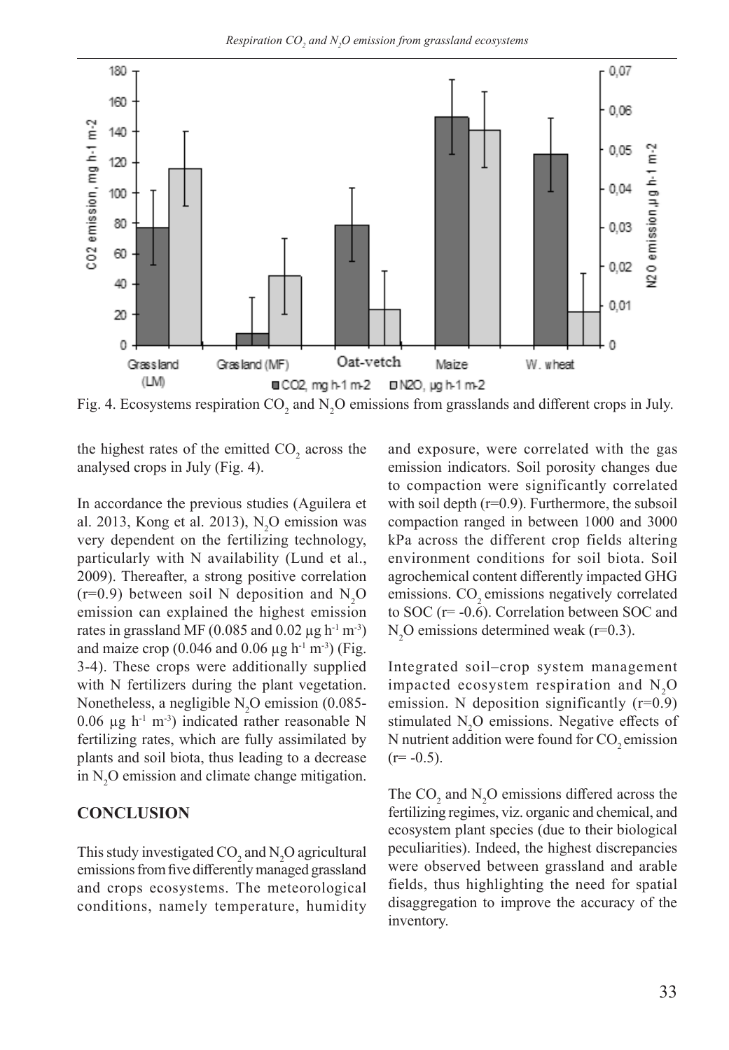Fig. 4. Ecosystems respiration $CO_2$ and $N_2O$ emissions from grasslands and different crops in July.

the highest rates of the emitted $CO_2$ across the analysed crops in July (Fig. 4).

In accordance the previous studies (Aguilera et al. 2013, Kong et al. 2013), $N_2O$ emission was very dependent on the fertilizing technology, particularly with N availability (Lund et al., 2009). Thereafter, a strong positive correlation ($r=0.9$) between soil N deposition and $N_2O$ emission can explained the highest emission rates in grassland MF (0.085 and 0.02 $\mu g\ h^{-1}\ m^{-3}$) and maize crop (0.046 and 0.06 $\mu g\ h^{-1}\ m^{-3}$) (Fig. 3-4). These crops were additionally supplied with N fertilizers during the plant vegetation. Nonetheless, a negligible $N_2O$ emission (0.085-0.06 $\mu g\ h^{-1}\ m^{-3}$) indicated rather reasonable N fertilizing rates, which are fully assimilated by plants and soil biota, thus leading to a decrease in $N_2O$ emission and climate change mitigation.

## CONCLUSION

This study investigated $CO_2$ and $N_2O$ agricultural emissions from five differently managed grassland and crops ecosystems. The meteorological conditions, namely temperature, humidity and exposure, were correlated with the gas emission indicators. Soil porosity changes due to compaction were significantly correlated with soil depth ($r=0.9$). Furthermore, the subsoil compaction ranged in between 1000 and 3000 kPa across the different crop fields altering environment conditions for soil biota. Soil agrochemical content differently impacted GHG emissions. $CO_2$ emissions negatively correlated to SOC ($r= -0.6$). Correlation between SOC and $N_2O$ emissions determined weak ($r=0.3$).

Integrated soil–crop system management impacted ecosystem respiration and $N_2O$ emission. N deposition significantly ($r=0.9$) stimulated $N_2O$ emissions. Negative effects of N nutrient addition were found for $CO_2$ emission ($r= -0.5$).

The $CO_2$ and $N_2O$ emissions differed across the fertilizing regimes, viz. organic and chemical, and ecosystem plant species (due to their biological peculiarities). Indeed, the highest discrepancies were observed between grassland and arable fields, thus highlighting the need for spatial disaggregation to improve the accuracy of the inventory.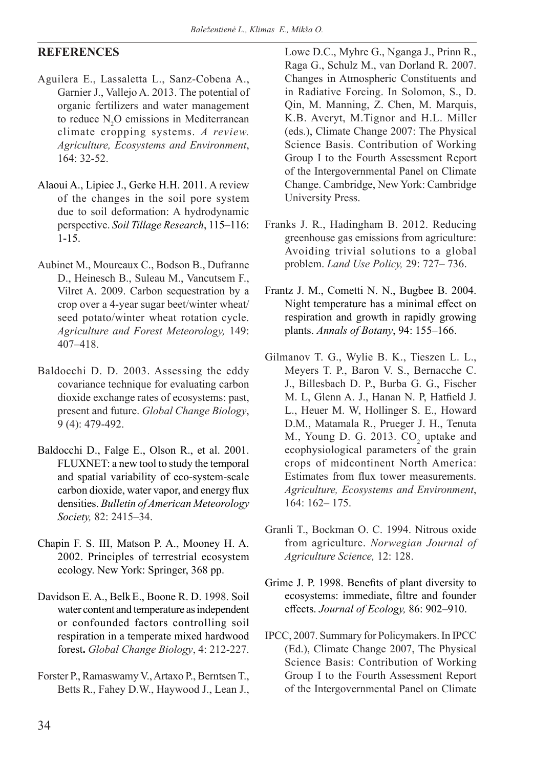## REFERENCES

Aguilera E., Lassaletta L., Sanz-Cobena A., Garnier J., Vallejo A. 2013. The potential of organic fertilizers and water management to reduce $N_2O$ emissions in Mediterranean climate cropping systems. *A review. Agriculture, Ecosystems and Environment*, 164: 32-52.

Alaoui A., Lipiec J., Gerke H.H. 2011. A review of the changes in the soil pore system due to soil deformation: A hydrodynamic perspective. *Soil Tillage Research*, 115–116: 1-15.

Aubinet M., Moureaux C., Bodson B., Dufranne D., Heinesch B., Suleau M., Vancutsem F., Vilret A. 2009. Carbon sequestration by a crop over a 4-year sugar beet/winter wheat/ seed potato/winter wheat rotation cycle. *Agriculture and Forest Meteorology,* 149: 407–418.

Baldocchi D. D. 2003. Assessing the eddy covariance technique for evaluating carbon dioxide exchange rates of ecosystems: past, present and future. *Global Change Biology*, 9 (4): 479-492.

Baldocchi D., Falge E., Olson R., et al. 2001. FLUXNET: a new tool to study the temporal and spatial variability of eco-system-scale carbon dioxide, water vapor, and energy flux densities. *Bulletin of American Meteorology Society,* 82: 2415–34.

Chapin F. S. III, Matson P. A., Mooney H. A. 2002. Principles of terrestrial ecosystem ecology. New York: Springer, 368 pp.

Davidson E. A., Belk E., Boone R. D. 1998. Soil water content and temperature as independent or confounded factors controlling soil respiration in a temperate mixed hardwood forest**.** *Global Change Biology*, 4: 212-227.

Forster P., Ramaswamy V., Artaxo P., Berntsen T., Betts R., Fahey D.W., Haywood J., Lean J., Lowe D.C., Myhre G., Nganga J., Prinn R., Raga G., Schulz M., van Dorland R. 2007. Changes in Atmospheric Constituents and in Radiative Forcing. In Solomon, S., D. Qin, M. Manning, Z. Chen, M. Marquis, K.B. Averyt, M.Tignor and H.L. Miller (eds.), Climate Change 2007: The Physical Science Basis. Contribution of Working Group I to the Fourth Assessment Report of the Intergovernmental Panel on Climate Change. Cambridge, New York: Cambridge University Press.

Franks J. R., Hadingham B. 2012. Reducing greenhouse gas emissions from agriculture: Avoiding trivial solutions to a global problem. *Land Use Policy,* 29: 727– 736.

Frantz J. M., Cometti N. N., Bugbee B. 2004. Night temperature has a minimal effect on respiration and growth in rapidly growing plants. *Annals of Botany*, 94: 155–166.

Gilmanov T. G., Wylie B. K., Tieszen L. L., Meyers T. P., Baron V. S., Bernacche C. J., Billesbach D. P., Burba G. G., Fischer M. L, Glenn A. J., Hanan N. P, Hatfield J. L., Heuer M. W, Hollinger S. E., Howard D.M., Matamala R., Prueger J. H., Tenuta M., Young D. G. 2013. $CO_2$ uptake and ecophysiological parameters of the grain crops of midcontinent North America: Estimates from flux tower measurements. *Agriculture, Ecosystems and Environment*, 164: 162– 175.

Granli T., Bockman O. C. 1994. Nitrous oxide from agriculture. *Norwegian Journal of Agriculture Science,* 12: 128.

Grime J. P. 1998. Benefits of plant diversity to ecosystems: immediate, filtre and founder effects. *Journal of Ecology,* 86: 902–910.

IPCC, 2007. Summary for Policymakers. In IPCC (Ed.), Climate Change 2007, The Physical Science Basis: Contribution of Working Group I to the Fourth Assessment Report of the Intergovernmental Panel on Climate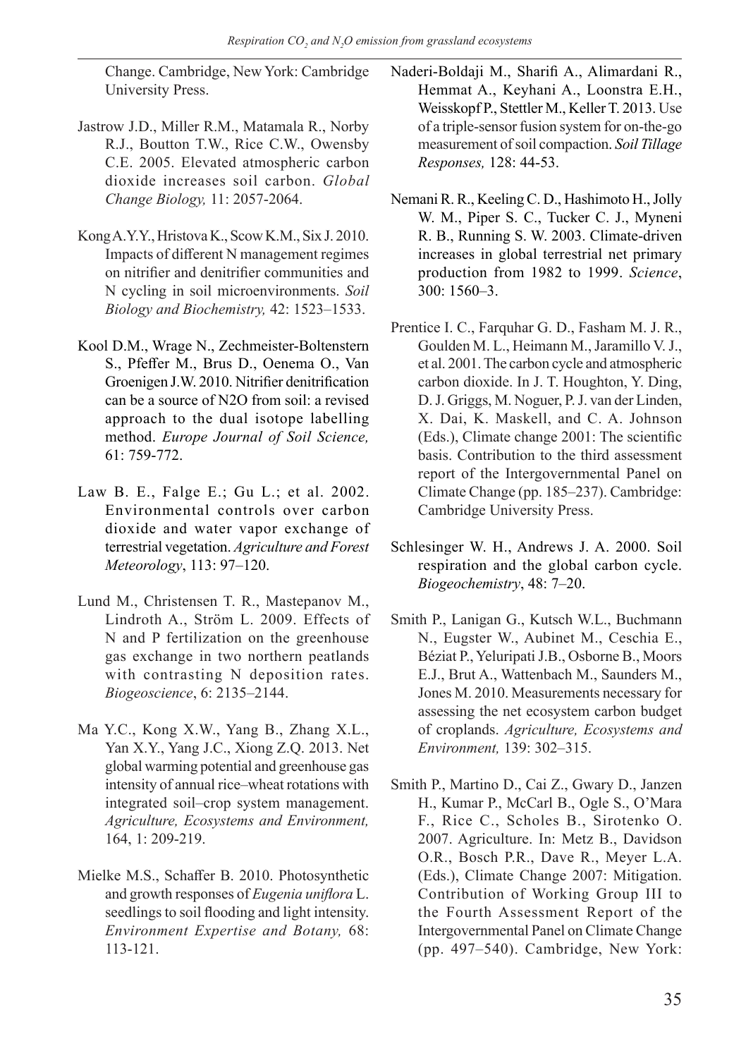Change. Cambridge, New York: Cambridge University Press.

Jastrow J.D., Miller R.M., Matamala R., Norby R.J., Boutton T.W., Rice C.W., Owensby C.E. 2005. Elevated atmospheric carbon dioxide increases soil carbon. *Global Change Biology,* 11: 2057-2064.

Kong A.Y.Y., Hristova K., Scow K.M., Six J. 2010. Impacts of different N management regimes on nitrifier and denitrifier communities and N cycling in soil microenvironments. *Soil Biology and Biochemistry,* 42: 1523–1533.

Kool D.M., Wrage N., Zechmeister-Boltenstern S., Pfeffer M., Brus D., Oenema O., Van Groenigen J.W. 2010. Nitrifier denitrification can be a source of N2O from soil: a revised approach to the dual isotope labelling method. *Europe Journal of Soil Science,* 61: 759-772.

Law B. E., Falge E.; Gu L.; et al. 2002. Environmental controls over carbon dioxide and water vapor exchange of terrestrial vegetation. *Agriculture and Forest Meteorology*, 113: 97–120.

Lund M., Christensen T. R., Mastepanov M., Lindroth A., Ström L. 2009. Effects of N and P fertilization on the greenhouse gas exchange in two northern peatlands with contrasting N deposition rates. *Biogeoscience*, 6: 2135–2144.

Ma Y.C., Kong X.W., Yang B., Zhang X.L., Yan X.Y., Yang J.C., Xiong Z.Q. 2013. Net global warming potential and greenhouse gas intensity of annual rice–wheat rotations with integrated soil–crop system management. *Agriculture, Ecosystems and Environment,* 164, 1: 209-219.

Mielke M.S., Schaffer B. 2010. Photosynthetic and growth responses of *Eugenia uniflora* L. seedlings to soil flooding and light intensity. *Environment Expertise and Botany,* 68: 113-121.

Naderi-Boldaji M., Sharifi A., Alimardani R., Hemmat A., Keyhani A., Loonstra E.H., Weisskopf P., Stettler M., Keller T. 2013. Use of a triple-sensor fusion system for on-the-go measurement of soil compaction. *Soil Tillage Responses,* 128: 44-53.

Nemani R. R., Keeling C. D., Hashimoto H., Jolly W. M., Piper S. C., Tucker C. J., Myneni R. B., Running S. W. 2003. Climate-driven increases in global terrestrial net primary production from 1982 to 1999. *Science*, 300: 1560–3.

Prentice I. C., Farquhar G. D., Fasham M. J. R., Goulden M. L., Heimann M., Jaramillo V. J., et al. 2001. The carbon cycle and atmospheric carbon dioxide. In J. T. Houghton, Y. Ding, D. J. Griggs, M. Noguer, P. J. van der Linden, X. Dai, K. Maskell, and C. A. Johnson (Eds.), Climate change 2001: The scientific basis. Contribution to the third assessment report of the Intergovernmental Panel on Climate Change (pp. 185–237). Cambridge: Cambridge University Press.

Schlesinger W. H., Andrews J. A. 2000. Soil respiration and the global carbon cycle. *Biogeochemistry*, 48: 7–20.

Smith P., Lanigan G., Kutsch W.L., Buchmann N., Eugster W., Aubinet M., Ceschia E., Béziat P., Yeluripati J.B., Osborne B., Moors E.J., Brut A., Wattenbach M., Saunders M., Jones M. 2010. Measurements necessary for assessing the net ecosystem carbon budget of croplands. *Agriculture, Ecosystems and Environment,* 139: 302–315.

Smith P., Martino D., Cai Z., Gwary D., Janzen H., Kumar P., McCarl B., Ogle S., O'Mara F., Rice C., Scholes B., Sirotenko O. 2007. Agriculture. In: Metz B., Davidson O.R., Bosch P.R., Dave R., Meyer L.A. (Eds.), Climate Change 2007: Mitigation. Contribution of Working Group III to the Fourth Assessment Report of the Intergovernmental Panel on Climate Change (pp. 497–540). Cambridge, New York: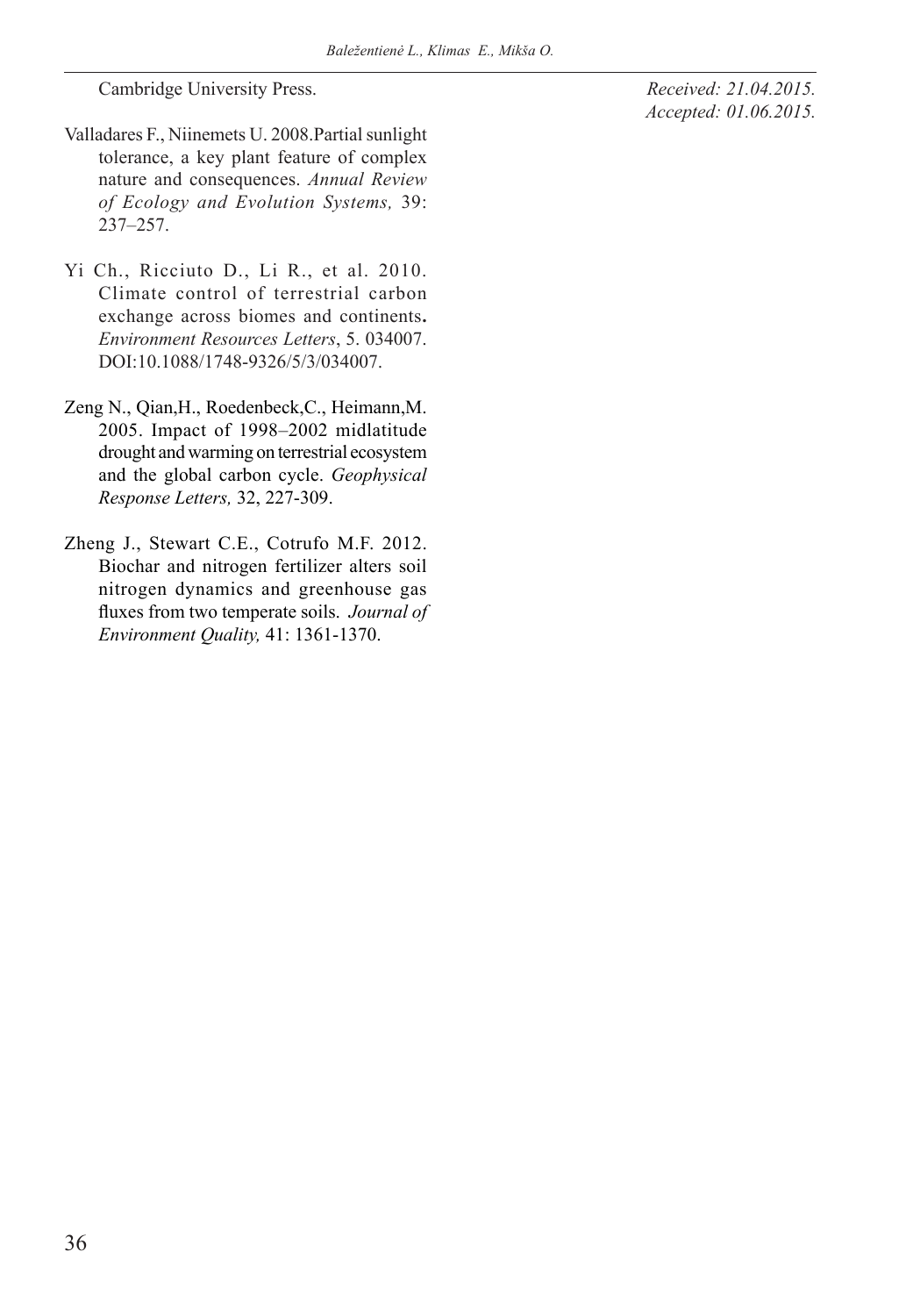Cambridge University Press.

Valladares F., Niinemets U. 2008.Partial sunlight tolerance, a key plant feature of complex nature and consequences. *Annual Review of Ecology and Evolution Systems,* 39: 237–257.

Yi Ch., Ricciuto D., Li R., et al. 2010. Climate control of terrestrial carbon exchange across biomes and continents**.** *Environment Resources Letters*, 5. 034007. DOI:10.1088/1748-9326/5/3/034007.

Zeng N., Qian,H., Roedenbeck,C., Heimann,M. 2005. Impact of 1998–2002 midlatitude drought and warming on terrestrial ecosystem and the global carbon cycle. *Geophysical Response Letters,* 32, 227-309.

Zheng J., Stewart C.E., Cotrufo M.F. 2012. Biochar and nitrogen fertilizer alters soil nitrogen dynamics and greenhouse gas fluxes from two temperate soils. *Journal of Environment Quality,* 41: 1361-1370.

*Received: 21.04.2015.*
*Accepted: 01.06.2015.*